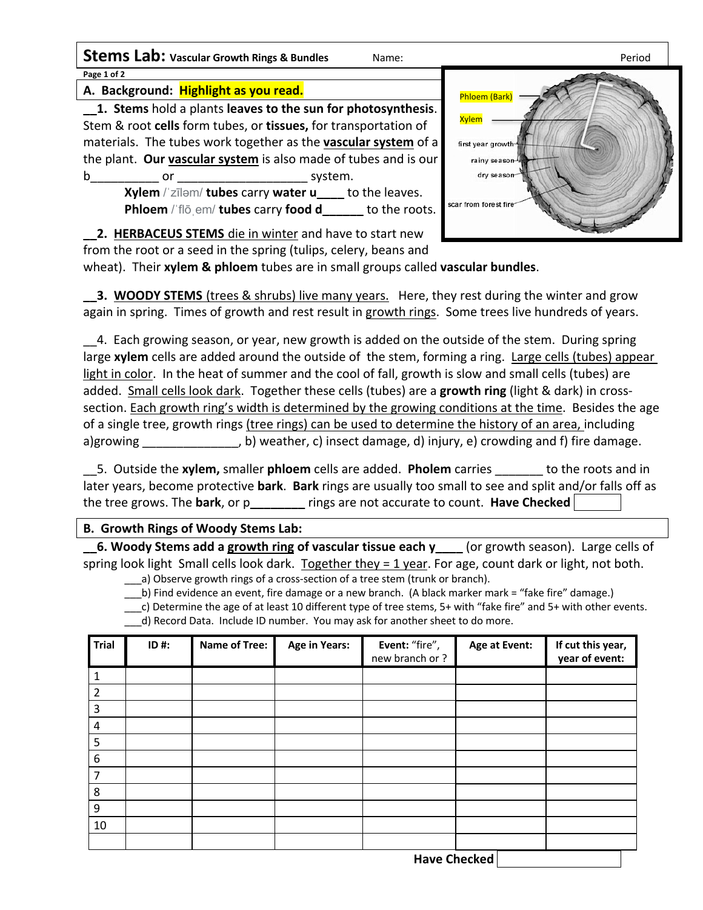# Stems Lab: Vascular Growth Rings & Bundles

Name: Period

Page 1 of 2

## A. Background: Highlight as you read.

**__1. Stems** hold a plants **leaves to the sun for photosynthesis**. Stem & root **cells** form tubes, or **tissues,** for transportation of materials. The tubes work together as the **vascular system** of a the plant. **Our vascular system** is also made of tubes and is our b__________ or ___________________ system.

**Xylem** /ˈzīləm/ **tubes** carry **water u____** to the leaves.
**Phloem** /ˈflōˌem/ **tubes** carry **food d______** to the roots.

Phloem (Bark)
Xylem
first year growth
rainy season
dry season
scar from forest fire

**__2. HERBACEUS STEMS** die in winter and have to start new from the root or a seed in the spring (tulips, celery, beans and wheat). Their **xylem & phloem** tubes are in small groups called **vascular bundles**.

**__3. WOODY STEMS** (trees & shrubs) live many years. Here, they rest during the winter and grow again in spring. Times of growth and rest result in growth rings. Some trees live hundreds of years.

__4. Each growing season, or year, new growth is added on the outside of the stem. During spring large **xylem** cells are added around the outside of the stem, forming a ring. Large cells (tubes) appear light in color. In the heat of summer and the cool of fall, growth is slow and small cells (tubes) are added. Small cells look dark. Together these cells (tubes) are a **growth ring** (light & dark) in cross-section. Each growth ring's width is determined by the growing conditions at the time. Besides the age of a single tree, growth rings (tree rings) can be used to determine the history of an area, including a)growing ______________, b) weather, c) insect damage, d) injury, e) crowding and f) fire damage.

__5. Outside the **xylem,** smaller **phloem** cells are added. **Pholem** carries _______ to the roots and in later years, become protective **bark**. **Bark** rings are usually too small to see and split and/or falls off as the tree grows. The **bark**, or p________ rings are not accurate to count. **Have Checked**

## B. Growth Rings of Woody Stems Lab:

**__6. Woody Stems add a growth ring of vascular tissue each y____** (or growth season). Large cells of spring look light Small cells look dark. Together they = 1 year. For age, count dark or light, not both.

___a) Observe growth rings of a cross-section of a tree stem (trunk or branch).
___b) Find evidence an event, fire damage or a new branch. (A black marker mark = "fake fire" damage.)
___c) Determine the age of at least 10 different type of tree stems, 5+ with "fake fire" and 5+ with other events.
___d) Record Data. Include ID number. You may ask for another sheet to do more.

| Trial | ID #: | Name of Tree: | Age in Years: | Event: "fire", new branch or ? | Age at Event: | If cut this year, year of event: |
|---|---|---|---|---|---|---|
| 1 | | | | | | |
| 2 | | | | | | |
| 3 | | | | | | |
| 4 | | | | | | |
| 5 | | | | | | |
| 6 | | | | | | |
| 7 | | | | | | |
| 8 | | | | | | |
| 9 | | | | | | |
| 10 | | | | | | |
| | | | | | | |

**Have Checked**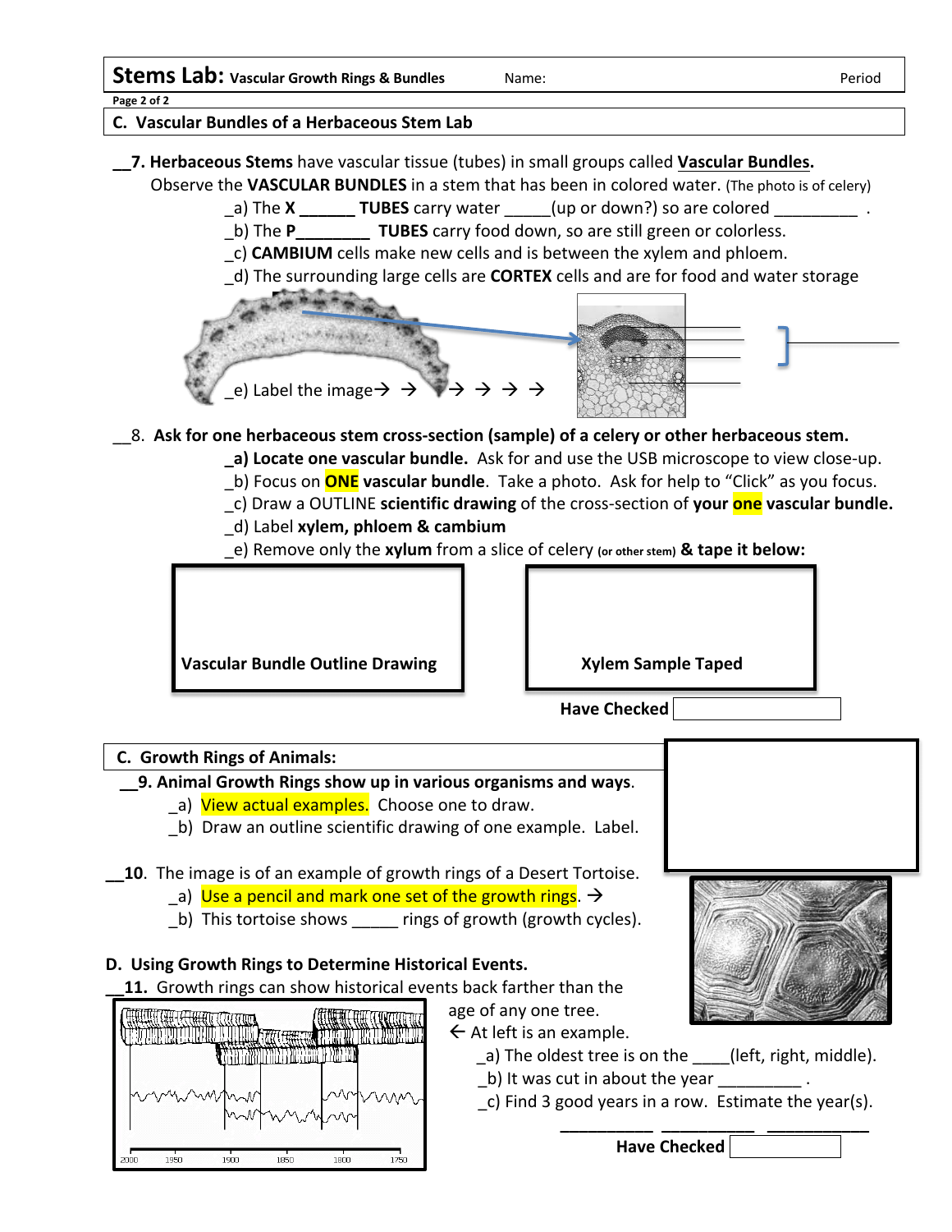# Stems Lab: Vascular Growth Rings & Bundles

Name: Period

## C. Vascular Bundles of a Herbaceous Stem Lab

__**7. Herbaceous Stems** have vascular tissue (tubes) in small groups called **Vascular Bundles.**

Observe the **VASCULAR BUNDLES** in a stem that has been in colored water. (The photo is of celery)

_a) The **X ______ TUBES** carry water _____(up or down?) so are colored _________ .

_b) The **P________ TUBES** carry food down, so are still green or colorless.

_c) **CAMBIUM** cells make new cells and is between the xylem and phloem.

_d) The surrounding large cells are **CORTEX** cells and are for food and water storage

_e) Label the image→ → → → → →

__8. **Ask for one herbaceous stem cross-section (sample) of a celery or other herbaceous stem.**

**_a) Locate one vascular bundle.** Ask for and use the USB microscope to view close-up.

_b) Focus on **ONE vascular bundle**. Take a photo. Ask for help to "Click" as you focus.

_c) Draw a OUTLINE **scientific drawing** of the cross-section of **your one vascular bundle.**

_d) Label **xylem, phloem & cambium**

_e) Remove only the **xylum** from a slice of celery **(or other stem) & tape it below:**

**Vascular Bundle Outline Drawing**

**Xylem Sample Taped**

**Have Checked**

## C. Growth Rings of Animals:

**__9. Animal Growth Rings show up in various organisms and ways**.

_a) View actual examples. Choose one to draw.

_b) Draw an outline scientific drawing of one example. Label.

__**10**. The image is of an example of growth rings of a Desert Tortoise.

_a) Use a pencil and mark one set of the growth rings. →

_b) This tortoise shows _____ rings of growth (growth cycles).

## D. Using Growth Rings to Determine Historical Events.

__**11.** Growth rings can show historical events back farther than the age of any one tree.

2000 1950 1900 1850 1800 1750

← At left is an example.

_a) The oldest tree is on the ____(left, right, middle).

_b) It was cut in about the year _________ .

_c) Find 3 good years in a row. Estimate the year(s).

__________ __________ __________

**Have Checked**